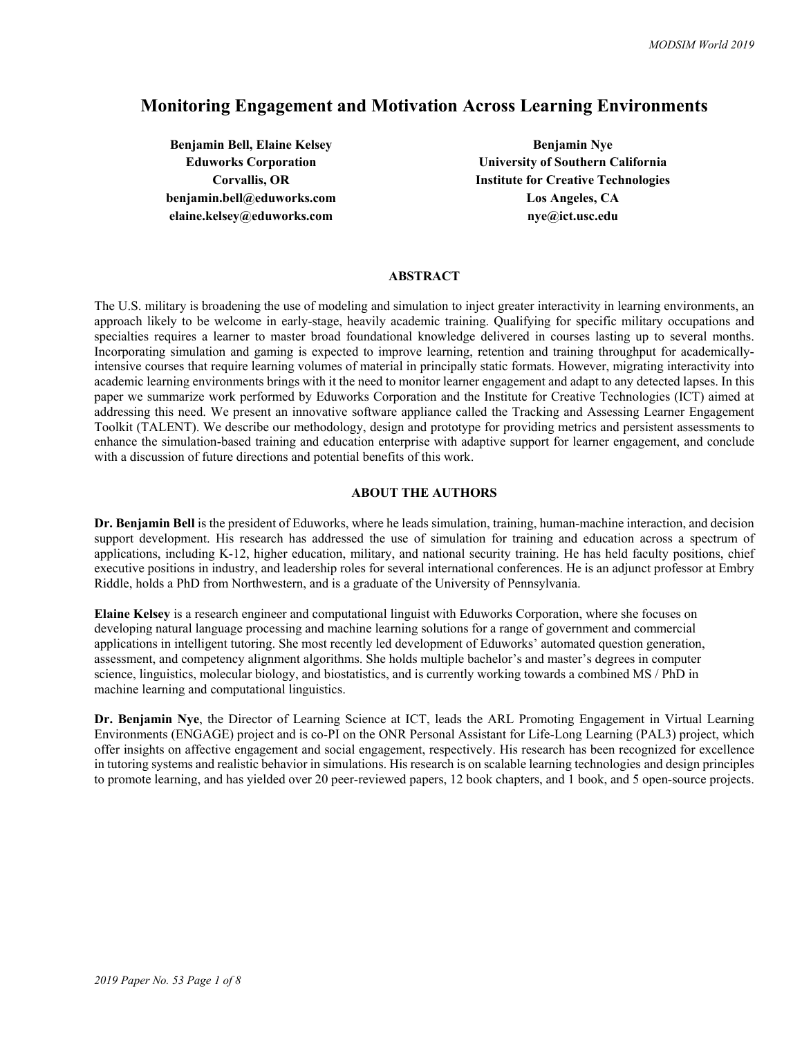# Monitoring Engagement and Motivation Across Learning Environments

**Benjamin Bell, Elaine Kelsey**
**Eduworks Corporation**
**Corvallis, OR**
**benjamin.bell@eduworks.com**
**elaine.kelsey@eduworks.com**

**Benjamin Nye**
**University of Southern California**
**Institute for Creative Technologies**
**Los Angeles, CA**
**nye@ict.usc.edu**

## ABSTRACT

The U.S. military is broadening the use of modeling and simulation to inject greater interactivity in learning environments, an approach likely to be welcome in early-stage, heavily academic training. Qualifying for specific military occupations and specialties requires a learner to master broad foundational knowledge delivered in courses lasting up to several months. Incorporating simulation and gaming is expected to improve learning, retention and training throughput for academically-intensive courses that require learning volumes of material in principally static formats. However, migrating interactivity into academic learning environments brings with it the need to monitor learner engagement and adapt to any detected lapses. In this paper we summarize work performed by Eduworks Corporation and the Institute for Creative Technologies (ICT) aimed at addressing this need. We present an innovative software appliance called the Tracking and Assessing Learner Engagement Toolkit (TALENT). We describe our methodology, design and prototype for providing metrics and persistent assessments to enhance the simulation-based training and education enterprise with adaptive support for learner engagement, and conclude with a discussion of future directions and potential benefits of this work.

## ABOUT THE AUTHORS

**Dr. Benjamin Bell** is the president of Eduworks, where he leads simulation, training, human-machine interaction, and decision support development. His research has addressed the use of simulation for training and education across a spectrum of applications, including K-12, higher education, military, and national security training. He has held faculty positions, chief executive positions in industry, and leadership roles for several international conferences. He is an adjunct professor at Embry Riddle, holds a PhD from Northwestern, and is a graduate of the University of Pennsylvania.

**Elaine Kelsey** is a research engineer and computational linguist with Eduworks Corporation, where she focuses on developing natural language processing and machine learning solutions for a range of government and commercial applications in intelligent tutoring. She most recently led development of Eduworks' automated question generation, assessment, and competency alignment algorithms. She holds multiple bachelor's and master's degrees in computer science, linguistics, molecular biology, and biostatistics, and is currently working towards a combined MS / PhD in machine learning and computational linguistics.

**Dr. Benjamin Nye**, the Director of Learning Science at ICT, leads the ARL Promoting Engagement in Virtual Learning Environments (ENGAGE) project and is co-PI on the ONR Personal Assistant for Life-Long Learning (PAL3) project, which offer insights on affective engagement and social engagement, respectively. His research has been recognized for excellence in tutoring systems and realistic behavior in simulations. His research is on scalable learning technologies and design principles to promote learning, and has yielded over 20 peer-reviewed papers, 12 book chapters, and 1 book, and 5 open-source projects.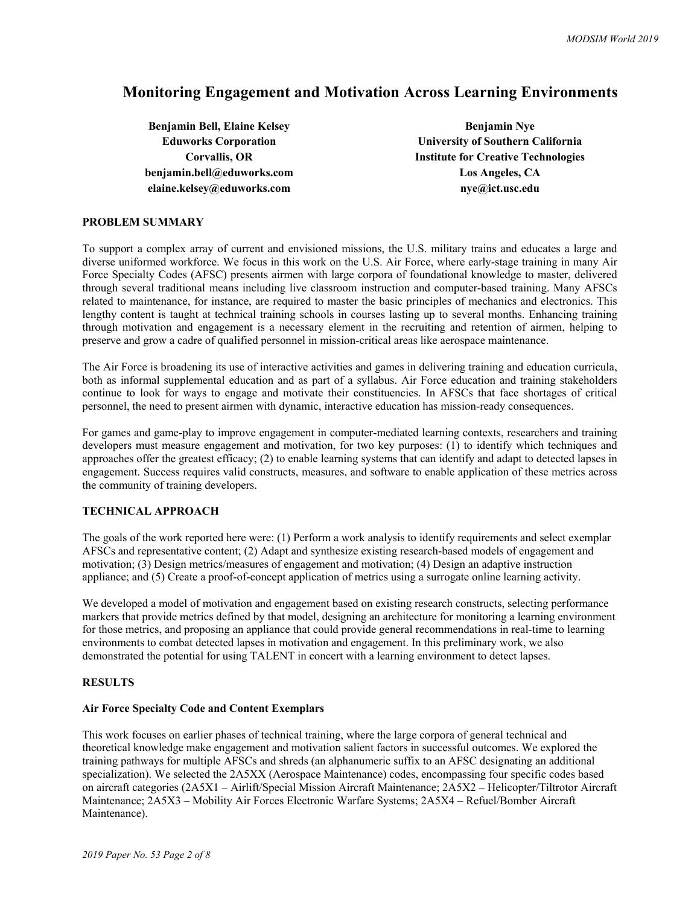# Monitoring Engagement and Motivation Across Learning Environments

**Benjamin Bell, Elaine Kelsey**
**Eduworks Corporation**
**Corvallis, OR**
**benjamin.bell@eduworks.com**
**elaine.kelsey@eduworks.com**

**Benjamin Nye**
**University of Southern California**
**Institute for Creative Technologies**
**Los Angeles, CA**
**nye@ict.usc.edu**

## PROBLEM SUMMARY

To support a complex array of current and envisioned missions, the U.S. military trains and educates a large and diverse uniformed workforce. We focus in this work on the U.S. Air Force, where early-stage training in many Air Force Specialty Codes (AFSC) presents airmen with large corpora of foundational knowledge to master, delivered through several traditional means including live classroom instruction and computer-based training. Many AFSCs related to maintenance, for instance, are required to master the basic principles of mechanics and electronics. This lengthy content is taught at technical training schools in courses lasting up to several months. Enhancing training through motivation and engagement is a necessary element in the recruiting and retention of airmen, helping to preserve and grow a cadre of qualified personnel in mission-critical areas like aerospace maintenance.

The Air Force is broadening its use of interactive activities and games in delivering training and education curricula, both as informal supplemental education and as part of a syllabus. Air Force education and training stakeholders continue to look for ways to engage and motivate their constituencies. In AFSCs that face shortages of critical personnel, the need to present airmen with dynamic, interactive education has mission-ready consequences.

For games and game-play to improve engagement in computer-mediated learning contexts, researchers and training developers must measure engagement and motivation, for two key purposes: (1) to identify which techniques and approaches offer the greatest efficacy; (2) to enable learning systems that can identify and adapt to detected lapses in engagement. Success requires valid constructs, measures, and software to enable application of these metrics across the community of training developers.

## TECHNICAL APPROACH

The goals of the work reported here were: (1) Perform a work analysis to identify requirements and select exemplar AFSCs and representative content; (2) Adapt and synthesize existing research-based models of engagement and motivation; (3) Design metrics/measures of engagement and motivation; (4) Design an adaptive instruction appliance; and (5) Create a proof-of-concept application of metrics using a surrogate online learning activity.

We developed a model of motivation and engagement based on existing research constructs, selecting performance markers that provide metrics defined by that model, designing an architecture for monitoring a learning environment for those metrics, and proposing an appliance that could provide general recommendations in real-time to learning environments to combat detected lapses in motivation and engagement. In this preliminary work, we also demonstrated the potential for using TALENT in concert with a learning environment to detect lapses.

## RESULTS

### Air Force Specialty Code and Content Exemplars

This work focuses on earlier phases of technical training, where the large corpora of general technical and theoretical knowledge make engagement and motivation salient factors in successful outcomes. We explored the training pathways for multiple AFSCs and shreds (an alphanumeric suffix to an AFSC designating an additional specialization). We selected the 2A5XX (Aerospace Maintenance) codes, encompassing four specific codes based on aircraft categories (2A5X1 – Airlift/Special Mission Aircraft Maintenance; 2A5X2 – Helicopter/Tiltrotor Aircraft Maintenance; 2A5X3 – Mobility Air Forces Electronic Warfare Systems; 2A5X4 – Refuel/Bomber Aircraft Maintenance).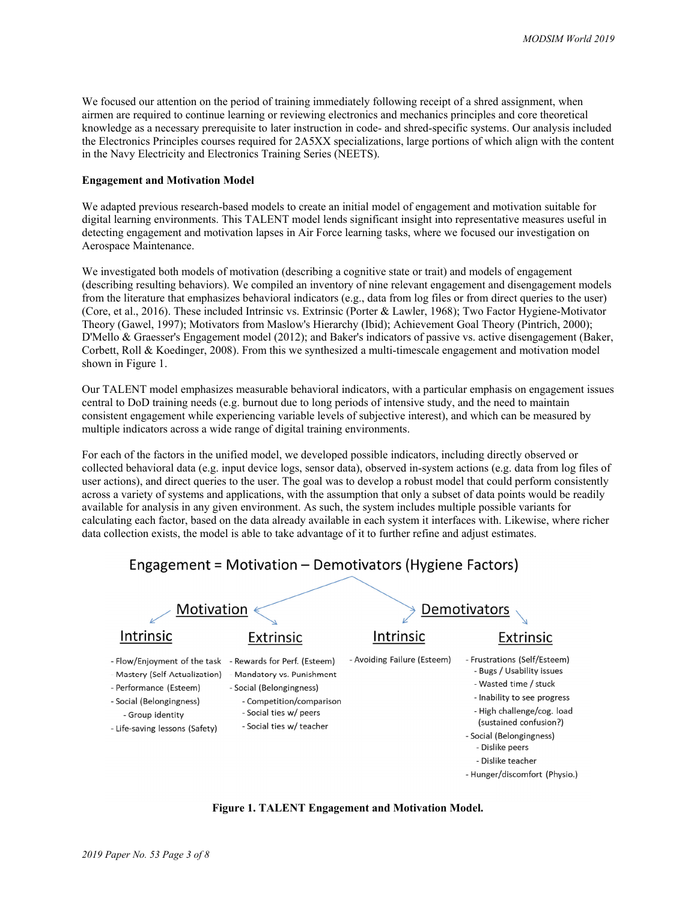We focused our attention on the period of training immediately following receipt of a shred assignment, when airmen are required to continue learning or reviewing electronics and mechanics principles and core theoretical knowledge as a necessary prerequisite to later instruction in code- and shred-specific systems. Our analysis included the Electronics Principles courses required for 2A5XX specializations, large portions of which align with the content in the Navy Electricity and Electronics Training Series (NEETS).

**Engagement and Motivation Model**

We adapted previous research-based models to create an initial model of engagement and motivation suitable for digital learning environments. This TALENT model lends significant insight into representative measures useful in detecting engagement and motivation lapses in Air Force learning tasks, where we focused our investigation on Aerospace Maintenance.

We investigated both models of motivation (describing a cognitive state or trait) and models of engagement (describing resulting behaviors). We compiled an inventory of nine relevant engagement and disengagement models from the literature that emphasizes behavioral indicators (e.g., data from log files or from direct queries to the user) (Core, et al., 2016). These included Intrinsic vs. Extrinsic (Porter & Lawler, 1968); Two Factor Hygiene-Motivator Theory (Gawel, 1997); Motivators from Maslow's Hierarchy (Ibid); Achievement Goal Theory (Pintrich, 2000); D'Mello & Graesser's Engagement model (2012); and Baker's indicators of passive vs. active disengagement (Baker, Corbett, Roll & Koedinger, 2008). From this we synthesized a multi-timescale engagement and motivation model shown in Figure 1.

Our TALENT model emphasizes measurable behavioral indicators, with a particular emphasis on engagement issues central to DoD training needs (e.g. burnout due to long periods of intensive study, and the need to maintain consistent engagement while experiencing variable levels of subjective interest), and which can be measured by multiple indicators across a wide range of digital training environments.

For each of the factors in the unified model, we developed possible indicators, including directly observed or collected behavioral data (e.g. input device logs, sensor data), observed in-system actions (e.g. data from log files of user actions), and direct queries to the user. The goal was to develop a robust model that could perform consistently across a variety of systems and applications, with the assumption that only a subset of data points would be readily available for analysis in any given environment. As such, the system includes multiple possible variants for calculating each factor, based on the data already available in each system it interfaces with. Likewise, where richer data collection exists, the model is able to take advantage of it to further refine and adjust estimates.

Engagement = Motivation – Demotivators (Hygiene Factors)

Motivation

- Intrinsic
  - Flow/Enjoyment of the task
  - Mastery (Self Actualization)
  - Performance (Esteem)
  - Social (Belongingness)
    - Group identity
  - Life-saving lessons (Safety)
- Extrinsic
  - Rewards for Perf. (Esteem)
  - Mandatory vs. Punishment
  - Social (Belongingness)
    - Competition/comparison
    - Social ties w/ peers
    - Social ties w/ teacher

Demotivators

- Intrinsic
  - Avoiding Failure (Esteem)
- Extrinsic
  - Frustrations (Self/Esteem)
    - Bugs / Usability issues
    - Wasted time / stuck
    - Inability to see progress
    - High challenge/cog. load (sustained confusion?)
  - Social (Belongingness)
    - Dislike peers
    - Dislike teacher
  - Hunger/discomfort (Physio.)

**Figure 1. TALENT Engagement and Motivation Model.**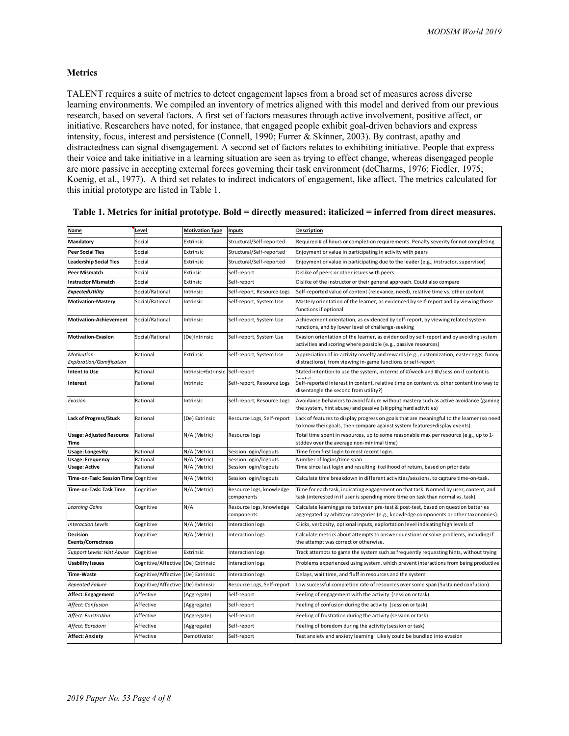### Metrics

TALENT requires a suite of metrics to detect engagement lapses from a broad set of measures across diverse learning environments. We compiled an inventory of metrics aligned with this model and derived from our previous research, based on several factors. A first set of factors measures through active involvement, positive affect, or initiative. Researchers have noted, for instance, that engaged people exhibit goal-driven behaviors and express intensity, focus, interest and persistence (Connell, 1990; Furrer & Skinner, 2003). By contrast, apathy and distractedness can signal disengagement. A second set of factors relates to exhibiting initiative. People that express their voice and take initiative in a learning situation are seen as trying to effect change, whereas disengaged people are more passive in accepting external forces governing their task environment (deCharms, 1976; Fiedler, 1975; Koenig, et al., 1977). A third set relates to indirect indicators of engagement, like affect. The metrics calculated for this initial prototype are listed in Table 1.

**Table 1. Metrics for initial prototype. Bold = directly measured; italicized = inferred from direct measures.**

| Name | Level | Motivation Type | Inputs | Description |
|---|---|---|---|---|
| **Mandatory** | Social | Extrinsic | Structural/Self-reported | Required # of hours or completion requirements. Penalty severity for not completing. |
| **Peer Social Ties** | Social | Extrinsic | Structural/Self-reported | Enjoyment or value in participating in activity with peers |
| **Leadership Social Ties** | Social | Extrinsic | Structural/Self-reported | Enjoyment or value in participating due to the leader (e.g., instructor, supervisor) |
| **Peer Mismatch** | Social | Extinsic | Self-report | Dislike of peers or other issues with peers |
| **Instructor Mismatch** | Social | Extinsic | Self-report | Dislike of the instructor or their general approach. Could also compare |
| ***ExpectedUtility*** | Social/Rational | Intrinsic | Self-report, Resource Logs | Self-reported value of content (relevance, need), relative time vs. other content |
| **Motivation-Mastery** | Social/Rational | Intrinsic | Self-report, System Use | Mastery orientation of the learner, as evidenced by self-report and by viewing those functions if optional |
| **Motivation-Achievement** | Social/Rational | Intrinsic | Self-report, System Use | Achievement orientation, as evidenced by self-report, by viewing related system functions, and by lower level of challenge-seeking |
| **Motivation-Evasion** | Social/Rational | (De)Intrinsic | Self-report, System Use | Evasion orientation of the learner, as evidenced by self-report and by avoiding system activities and scoring where possible (e.g., passive resources) |
| *Motivation-Exploration/Gamification* | Rational | Extrinsic | Self-report, System Use | Appreciation of in-activity novelty and rewards (e.g., customization, easter eggs, funny distractions), from viewing in-game functions or self-report |
| **Intent to Use** | Rational | Intrinsic+Extrinsic | Self-report | Stated intention to use the system, in terms of #/week and #h/session if content is useful |
| **Interest** | Rational | Intrinsic | Self-report, Resource Logs | Self-reported interest in content, relative time on content vs. other content (no way to disentangle the second from utility?) |
| *Evasion* | Rational | Intrinsic | Self-report, Resource Logs | Avoidance behaviors to avoid failure without mastery such as active avoidance (gaming the system, hint abuse) and passive (skipping hard activities) |
| **Lack of Progress/Stuck** | Rational | (De) Extrinsic | Resource Logs, Self-report | Lack of features to display progress on goals that are meaningful to the learner (so need to know their goals, then compare against system features+display events). |
| **Usage: Adjusted Resource Time** | Rational | N/A (Metric) | Resource logs | Total time spent in resources, up to some reasonable max per resource (e.g., up to 1-stddev over the average non-minimal time) |
| **Usage: Longevity** | Rational | N/A (Metric) | Session login/logouts | Time from first login to most recent login. |
| **Usage: Frequency** | Rational | N/A (Metric) | Session login/logouts | Number of logins/time span |
| **Usage: Active** | Rational | N/A (Metric) | Session login/logouts | Time since last login and resulting likelihood of return, based on prior data |
| **Time-on-Task: Session Time** | Cognitive | N/A (Metric) | Session login/logouts | Calculate time breakdown in different activities/sessions, to capture time-on-task. |
| **Time-on-Task: Task Time** | Cognitive | N/A (Metric) | Resource logs, knowledge components | Time for each task, indicating engagement on that task. Normed by user, content, and task (interested in if user is spending more time on task than normal vs. task) |
| *Learning Gains* | Cognitive | N/A | Resource logs, knowledge components | Calculate learning gains between pre-test & post-test, based on question batteries aggregated by arbitrary categories (e.g., knowledge components or other taxonomies). |
| *Interaction Levels* | Cognitive | N/A (Metric) | Interaction logs | Clicks, verbosity, optional inputs, explortation level indicating high levels of |
| **Decision Events/Correctness** | Cognitive | N/A (Metric) | Interaction logs | Calculate metrics about attempts to answer questions or solve problems, including if the attempt was correct or otherwise. |
| *Support Levels: Hint Abuse* | Cognitive | Extrinsic | Interaction logs | Track attempts to game the system such as frequently requesting hints, without trying |
| **Usability Issues** | Cognitive/Affective | (De) Extrinsic | Interaction logs | Problems experienced using system, which prevent interactions from being productive |
| **Time-Waste** | Cognitive/Affective | (De) Extrinsic | Interaction logs | Delays, wait time, and fluff in resources and the system |
| *Repeated Failure* | Cognitive/Affective | (De) Extrinsic | Resource Logs, Self-report | Low successful completion rate of resources over some span (Sustained confusion) |
| **Affect: Engagement** | Affective | (Aggregate) | Self-report | Feeling of engagement with the activity (session or task) |
| *Affect: Confusion* | Affective | (Aggregate) | Self-report | Feeling of confusion during the activity (session or task) |
| *Affect: Frustration* | Affective | (Aggregate) | Self-report | Feeling of frustration during the activity (session or task) |
| *Affect: Boredom* | Affective | (Aggregate) | Self-report | Feeling of boredom during the activity (session or task) |
| **Affect: Anxiety** | Affective | Demotivator | Self-report | Test anxiety and anxiety learning. Likely could be bundled into evasion |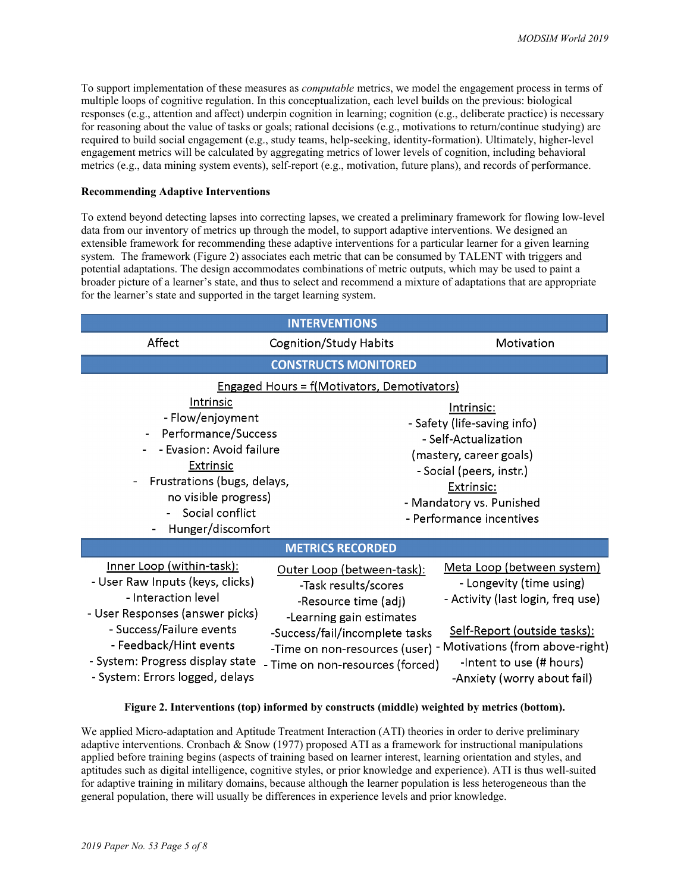To support implementation of these measures as *computable* metrics, we model the engagement process in terms of multiple loops of cognitive regulation. In this conceptualization, each level builds on the previous: biological responses (e.g., attention and affect) underpin cognition in learning; cognition (e.g., deliberate practice) is necessary for reasoning about the value of tasks or goals; rational decisions (e.g., motivations to return/continue studying) are required to build social engagement (e.g., study teams, help-seeking, identity-formation). Ultimately, higher-level engagement metrics will be calculated by aggregating metrics of lower levels of cognition, including behavioral metrics (e.g., data mining system events), self-report (e.g., motivation, future plans), and records of performance.

**Recommending Adaptive Interventions**

To extend beyond detecting lapses into correcting lapses, we created a preliminary framework for flowing low-level data from our inventory of metrics up through the model, to support adaptive interventions. We designed an extensible framework for recommending these adaptive interventions for a particular learner for a given learning system. The framework (Figure 2) associates each metric that can be consumed by TALENT with triggers and potential adaptations. The design accommodates combinations of metric outputs, which may be used to paint a broader picture of a learner's state, and thus to select and recommend a mixture of adaptations that are appropriate for the learner's state and supported in the target learning system.

| INTERVENTIONS | | |
|---|---|---|
| Affect | Cognition/Study Habits | Motivation |

| CONSTRUCTS MONITORED | |
|---|---|
| Engaged Hours = f(Motivators, Demotivators) | |
| Intrinsic<br>- Flow/enjoyment<br>- Performance/Success<br>- - Evasion: Avoid failure<br>Extrinsic<br>- Frustrations (bugs, delays, no visible progress)<br>- Social conflict<br>- Hunger/discomfort | Intrinsic:<br>- Safety (life-saving info)<br>- Self-Actualization (mastery, career goals)<br>- Social (peers, instr.)<br>Extrinsic:<br>- Mandatory vs. Punished<br>- Performance incentives |

| METRICS RECORDED | | |
|---|---|---|
| Inner Loop (within-task):<br>- User Raw Inputs (keys, clicks)<br>- Interaction level<br>- User Responses (answer picks)<br>- Success/Failure events<br>- Feedback/Hint events<br>- System: Progress display state<br>- System: Errors logged, delays | Outer Loop (between-task):<br>-Task results/scores<br>-Resource time (adj)<br>-Learning gain estimates<br>-Success/fail/incomplete tasks<br>-Time on non-resources (user)<br>- Time on non-resources (forced) | Meta Loop (between system)<br>- Longevity (time using)<br>- Activity (last login, freq use)<br>Self-Report (outside tasks):<br>- Motivations (from above-right)<br>-Intent to use (# hours)<br>-Anxiety (worry about fail) |

**Figure 2. Interventions (top) informed by constructs (middle) weighted by metrics (bottom).**

We applied Micro-adaptation and Aptitude Treatment Interaction (ATI) theories in order to derive preliminary adaptive interventions. Cronbach & Snow (1977) proposed ATI as a framework for instructional manipulations applied before training begins (aspects of training based on learner interest, learning orientation and styles, and aptitudes such as digital intelligence, cognitive styles, or prior knowledge and experience). ATI is thus well-suited for adaptive training in military domains, because although the learner population is less heterogeneous than the general population, there will usually be differences in experience levels and prior knowledge.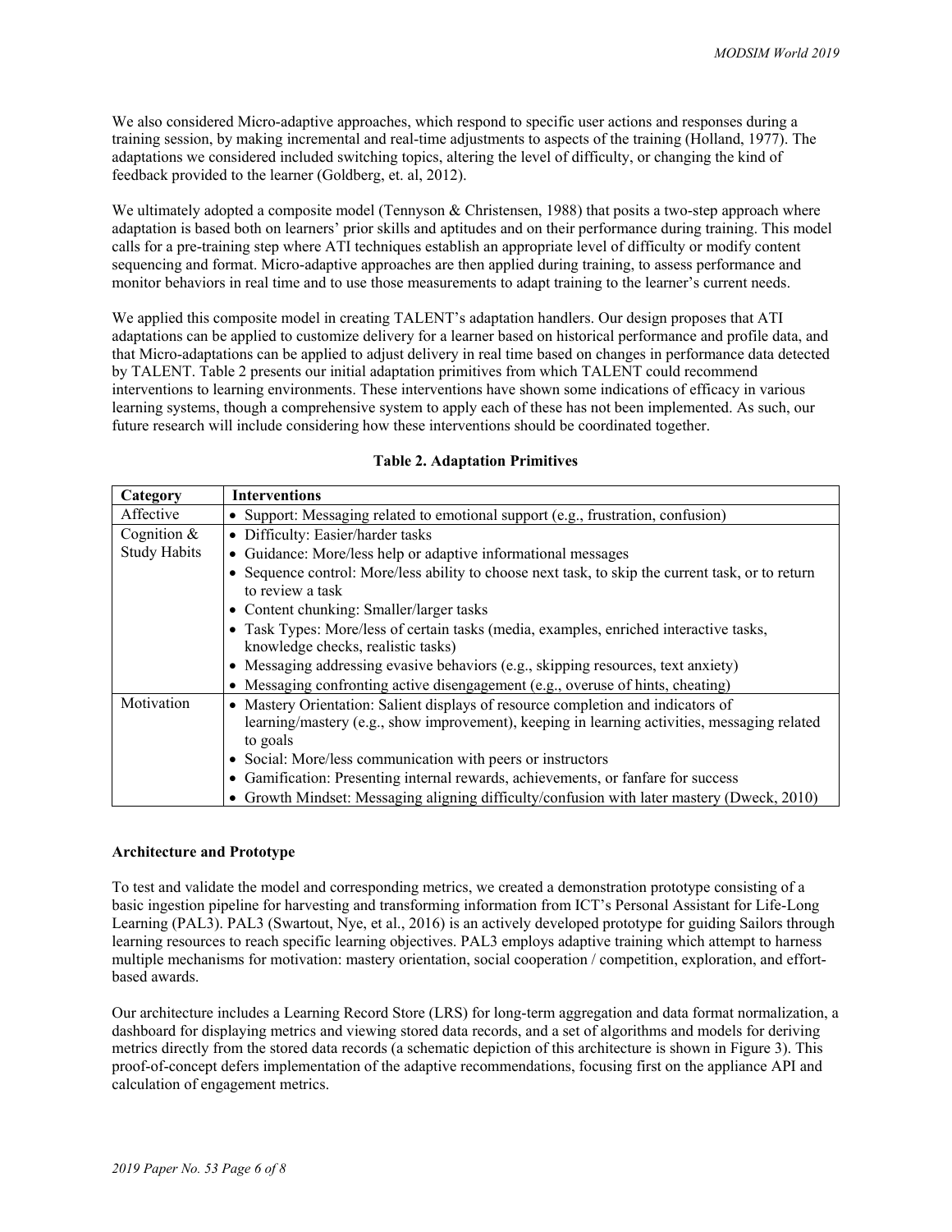We also considered Micro-adaptive approaches, which respond to specific user actions and responses during a training session, by making incremental and real-time adjustments to aspects of the training (Holland, 1977). The adaptations we considered included switching topics, altering the level of difficulty, or changing the kind of feedback provided to the learner (Goldberg, et. al, 2012).

We ultimately adopted a composite model (Tennyson & Christensen, 1988) that posits a two-step approach where adaptation is based both on learners' prior skills and aptitudes and on their performance during training. This model calls for a pre-training step where ATI techniques establish an appropriate level of difficulty or modify content sequencing and format. Micro-adaptive approaches are then applied during training, to assess performance and monitor behaviors in real time and to use those measurements to adapt training to the learner's current needs.

We applied this composite model in creating TALENT's adaptation handlers. Our design proposes that ATI adaptations can be applied to customize delivery for a learner based on historical performance and profile data, and that Micro-adaptations can be applied to adjust delivery in real time based on changes in performance data detected by TALENT. Table 2 presents our initial adaptation primitives from which TALENT could recommend interventions to learning environments. These interventions have shown some indications of efficacy in various learning systems, though a comprehensive system to apply each of these has not been implemented. As such, our future research will include considering how these interventions should be coordinated together.

**Table 2. Adaptation Primitives**

| Category | Interventions |
|---|---|
| Affective | • Support: Messaging related to emotional support (e.g., frustration, confusion) |
| Cognition & Study Habits | • Difficulty: Easier/harder tasks<br>• Guidance: More/less help or adaptive informational messages<br>• Sequence control: More/less ability to choose next task, to skip the current task, or to return to review a task<br>• Content chunking: Smaller/larger tasks<br>• Task Types: More/less of certain tasks (media, examples, enriched interactive tasks, knowledge checks, realistic tasks)<br>• Messaging addressing evasive behaviors (e.g., skipping resources, text anxiety)<br>• Messaging confronting active disengagement (e.g., overuse of hints, cheating) |
| Motivation | • Mastery Orientation: Salient displays of resource completion and indicators of learning/mastery (e.g., show improvement), keeping in learning activities, messaging related to goals<br>• Social: More/less communication with peers or instructors<br>• Gamification: Presenting internal rewards, achievements, or fanfare for success<br>• Growth Mindset: Messaging aligning difficulty/confusion with later mastery (Dweck, 2010) |

**Architecture and Prototype**

To test and validate the model and corresponding metrics, we created a demonstration prototype consisting of a basic ingestion pipeline for harvesting and transforming information from ICT's Personal Assistant for Life-Long Learning (PAL3). PAL3 (Swartout, Nye, et al., 2016) is an actively developed prototype for guiding Sailors through learning resources to reach specific learning objectives. PAL3 employs adaptive training which attempt to harness multiple mechanisms for motivation: mastery orientation, social cooperation / competition, exploration, and effort-based awards.

Our architecture includes a Learning Record Store (LRS) for long-term aggregation and data format normalization, a dashboard for displaying metrics and viewing stored data records, and a set of algorithms and models for deriving metrics directly from the stored data records (a schematic depiction of this architecture is shown in Figure 3). This proof-of-concept defers implementation of the adaptive recommendations, focusing first on the appliance API and calculation of engagement metrics.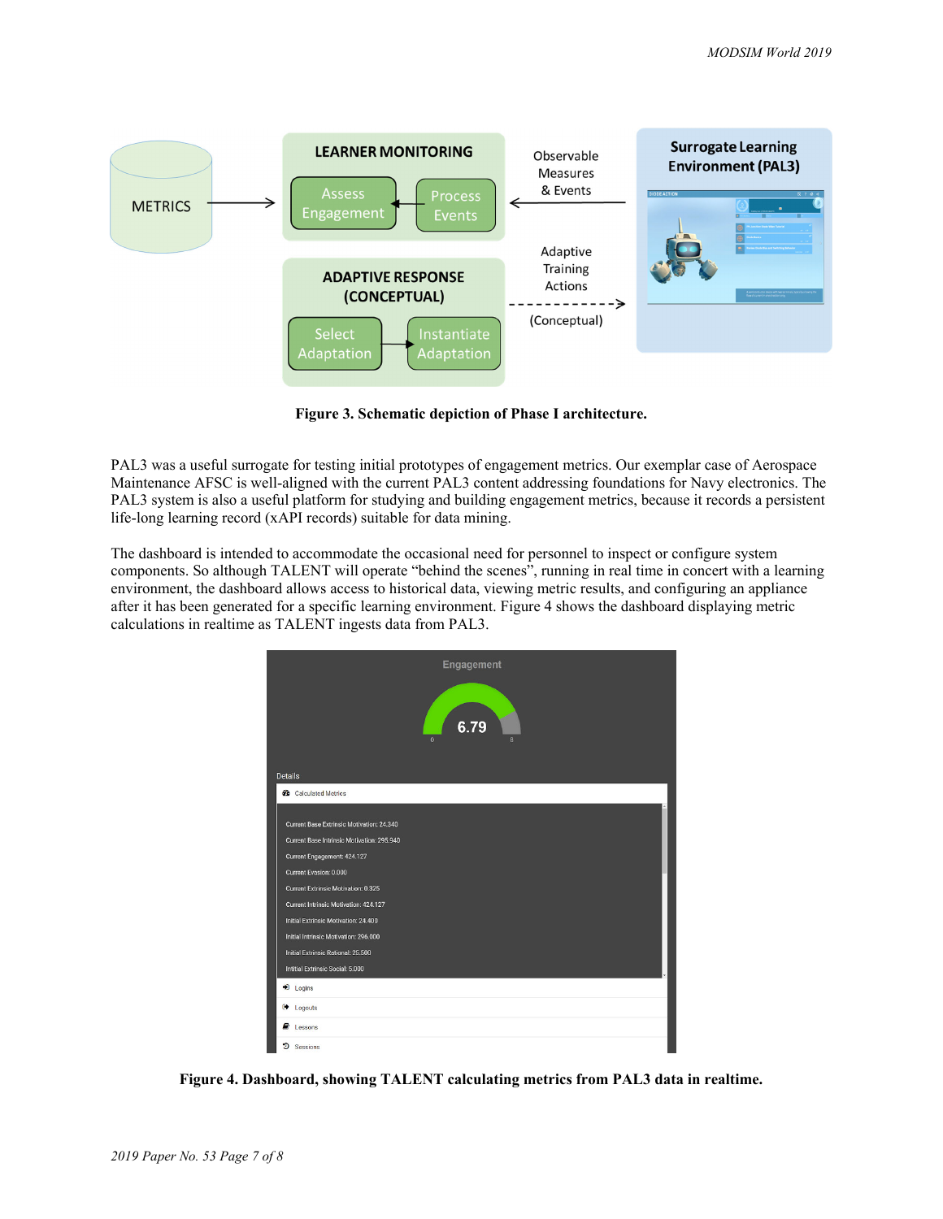Figure 3. Schematic depiction of Phase I architecture.

PAL3 was a useful surrogate for testing initial prototypes of engagement metrics. Our exemplar case of Aerospace Maintenance AFSC is well-aligned with the current PAL3 content addressing foundations for Navy electronics. The PAL3 system is also a useful platform for studying and building engagement metrics, because it records a persistent life-long learning record (xAPI records) suitable for data mining.

The dashboard is intended to accommodate the occasional need for personnel to inspect or configure system components. So although TALENT will operate "behind the scenes", running in real time in concert with a learning environment, the dashboard allows access to historical data, viewing metric results, and configuring an appliance after it has been generated for a specific learning environment. Figure 4 shows the dashboard displaying metric calculations in realtime as TALENT ingests data from PAL3.

Figure 4. Dashboard, showing TALENT calculating metrics from PAL3 data in realtime.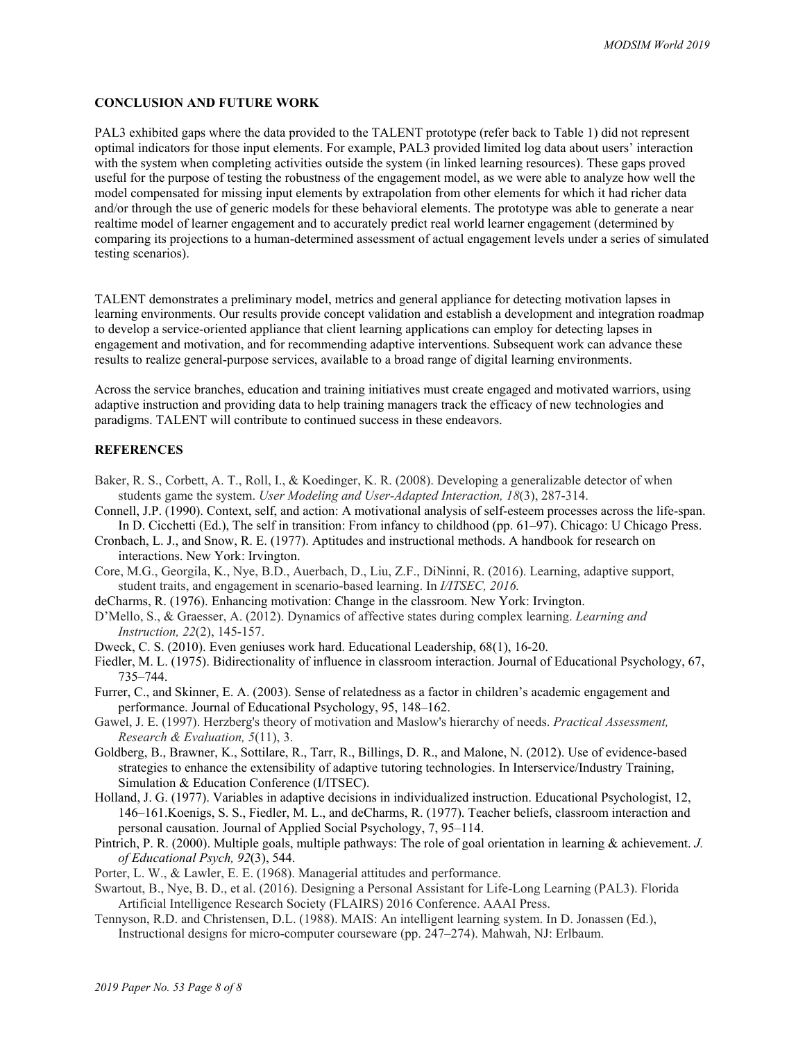## CONCLUSION AND FUTURE WORK

PAL3 exhibited gaps where the data provided to the TALENT prototype (refer back to Table 1) did not represent optimal indicators for those input elements. For example, PAL3 provided limited log data about users' interaction with the system when completing activities outside the system (in linked learning resources). These gaps proved useful for the purpose of testing the robustness of the engagement model, as we were able to analyze how well the model compensated for missing input elements by extrapolation from other elements for which it had richer data and/or through the use of generic models for these behavioral elements. The prototype was able to generate a near realtime model of learner engagement and to accurately predict real world learner engagement (determined by comparing its projections to a human-determined assessment of actual engagement levels under a series of simulated testing scenarios).

TALENT demonstrates a preliminary model, metrics and general appliance for detecting motivation lapses in learning environments. Our results provide concept validation and establish a development and integration roadmap to develop a service-oriented appliance that client learning applications can employ for detecting lapses in engagement and motivation, and for recommending adaptive interventions. Subsequent work can advance these results to realize general-purpose services, available to a broad range of digital learning environments.

Across the service branches, education and training initiatives must create engaged and motivated warriors, using adaptive instruction and providing data to help training managers track the efficacy of new technologies and paradigms. TALENT will contribute to continued success in these endeavors.

## REFERENCES

Baker, R. S., Corbett, A. T., Roll, I., & Koedinger, K. R. (2008). Developing a generalizable detector of when students game the system. *User Modeling and User-Adapted Interaction, 18*(3), 287-314.

Connell, J.P. (1990). Context, self, and action: A motivational analysis of self-esteem processes across the life-span. In D. Cicchetti (Ed.), The self in transition: From infancy to childhood (pp. 61–97). Chicago: U Chicago Press.

Cronbach, L. J., and Snow, R. E. (1977). Aptitudes and instructional methods. A handbook for research on interactions. New York: Irvington.

Core, M.G., Georgila, K., Nye, B.D., Auerbach, D., Liu, Z.F., DiNinni, R. (2016). Learning, adaptive support, student traits, and engagement in scenario-based learning. In *I/ITSEC, 2016.*

deCharms, R. (1976). Enhancing motivation: Change in the classroom. New York: Irvington.

D'Mello, S., & Graesser, A. (2012). Dynamics of affective states during complex learning. *Learning and Instruction, 22*(2), 145-157.

Dweck, C. S. (2010). Even geniuses work hard. Educational Leadership, 68(1), 16-20.

Fiedler, M. L. (1975). Bidirectionality of influence in classroom interaction. Journal of Educational Psychology, 67, 735–744.

Furrer, C., and Skinner, E. A. (2003). Sense of relatedness as a factor in children's academic engagement and performance. Journal of Educational Psychology, 95, 148–162.

Gawel, J. E. (1997). Herzberg's theory of motivation and Maslow's hierarchy of needs. *Practical Assessment, Research & Evaluation, 5*(11), 3.

Goldberg, B., Brawner, K., Sottilare, R., Tarr, R., Billings, D. R., and Malone, N. (2012). Use of evidence-based strategies to enhance the extensibility of adaptive tutoring technologies. In Interservice/Industry Training, Simulation & Education Conference (I/ITSEC).

Holland, J. G. (1977). Variables in adaptive decisions in individualized instruction. Educational Psychologist, 12, 146–161.Koenigs, S. S., Fiedler, M. L., and deCharms, R. (1977). Teacher beliefs, classroom interaction and personal causation. Journal of Applied Social Psychology, 7, 95–114.

Pintrich, P. R. (2000). Multiple goals, multiple pathways: The role of goal orientation in learning & achievement. *J. of Educational Psych, 92*(3), 544.

Porter, L. W., & Lawler, E. E. (1968). Managerial attitudes and performance.

Swartout, B., Nye, B. D., et al. (2016). Designing a Personal Assistant for Life-Long Learning (PAL3). Florida Artificial Intelligence Research Society (FLAIRS) 2016 Conference. AAAI Press.

Tennyson, R.D. and Christensen, D.L. (1988). MAIS: An intelligent learning system. In D. Jonassen (Ed.), Instructional designs for micro-computer courseware (pp. 247–274). Mahwah, NJ: Erlbaum.